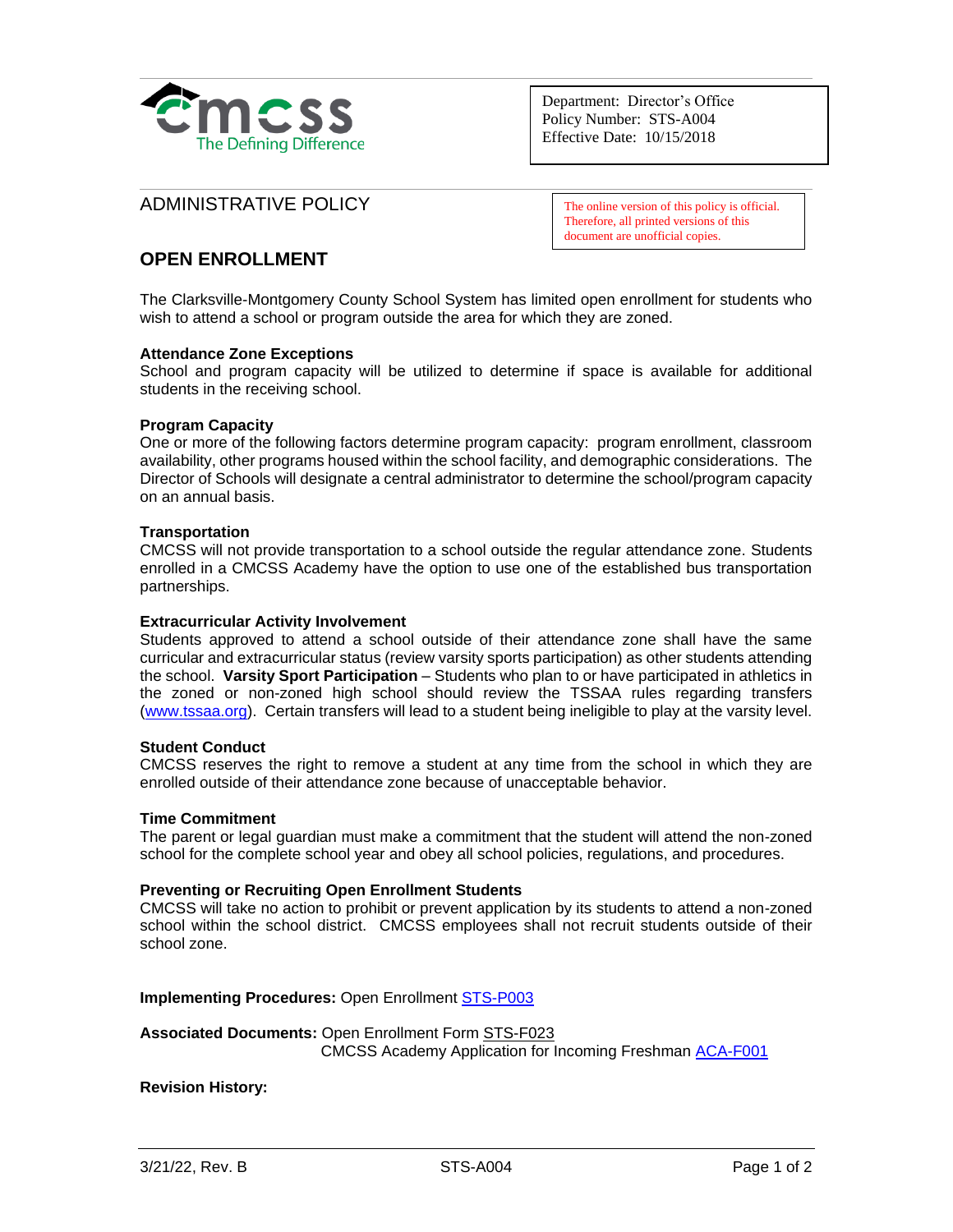Department: Director's Office
Policy Number: STS-A004
Effective Date: 10/15/2018

ADMINISTRATIVE POLICY

The online version of this policy is official. Therefore, all printed versions of this document are unofficial copies.

# OPEN ENROLLMENT

The Clarksville-Montgomery County School System has limited open enrollment for students who wish to attend a school or program outside the area for which they are zoned.

**Attendance Zone Exceptions**
School and program capacity will be utilized to determine if space is available for additional students in the receiving school.

**Program Capacity**
One or more of the following factors determine program capacity: program enrollment, classroom availability, other programs housed within the school facility, and demographic considerations. The Director of Schools will designate a central administrator to determine the school/program capacity on an annual basis.

**Transportation**
CMCSS will not provide transportation to a school outside the regular attendance zone. Students enrolled in a CMCSS Academy have the option to use one of the established bus transportation partnerships.

**Extracurricular Activity Involvement**
Students approved to attend a school outside of their attendance zone shall have the same curricular and extracurricular status (review varsity sports participation) as other students attending the school. **Varsity Sport Participation** – Students who plan to or have participated in athletics in the zoned or non-zoned high school should review the TSSAA rules regarding transfers (www.tssaa.org). Certain transfers will lead to a student being ineligible to play at the varsity level.

**Student Conduct**
CMCSS reserves the right to remove a student at any time from the school in which they are enrolled outside of their attendance zone because of unacceptable behavior.

**Time Commitment**
The parent or legal guardian must make a commitment that the student will attend the non-zoned school for the complete school year and obey all school policies, regulations, and procedures.

**Preventing or Recruiting Open Enrollment Students**
CMCSS will take no action to prohibit or prevent application by its students to attend a non-zoned school within the school district. CMCSS employees shall not recruit students outside of their school zone.

**Implementing Procedures:** Open Enrollment STS-P003

**Associated Documents:** Open Enrollment Form STS-F023
CMCSS Academy Application for Incoming Freshman ACA-F001

**Revision History:**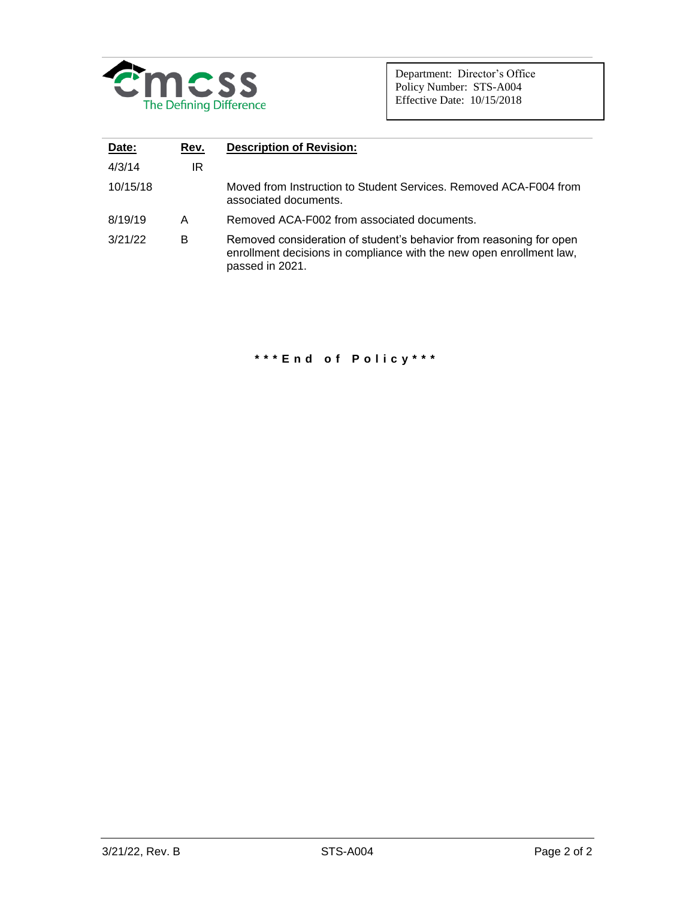Department: Director's Office
Policy Number: STS-A004
Effective Date: 10/15/2018

| **Date:** | **Rev.** | **Description of Revision:** |
| --- | --- | --- |
| 4/3/14 | IR | |
| 10/15/18 | | Moved from Instruction to Student Services. Removed ACA-F004 from associated documents. |
| 8/19/19 | A | Removed ACA-F002 from associated documents. |
| 3/21/22 | B | Removed consideration of student's behavior from reasoning for open enrollment decisions in compliance with the new open enrollment law, passed in 2021. |

***End of Policy***